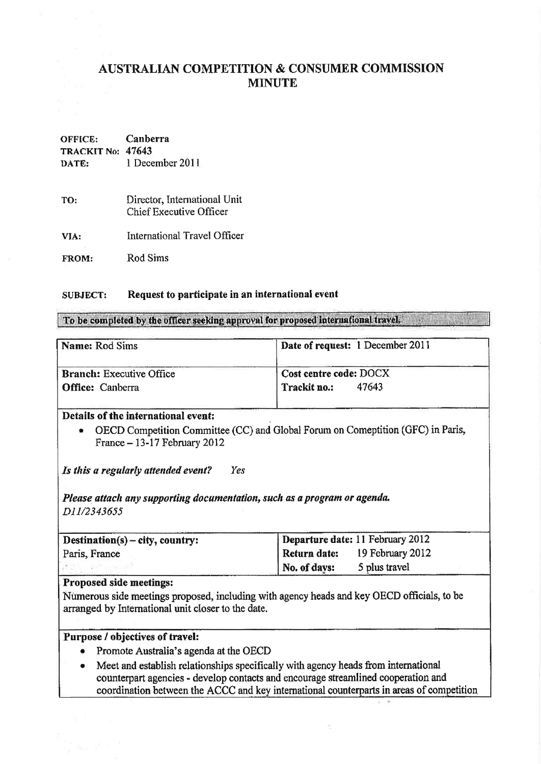# AUSTRALIAN COMPETITION & CONSUMER COMMISSION MINUTE

**OFFICE:** **Canberra**
**TRACKIT No:** **47643**
**DATE:** 1 December 2011

**TO:** Director, International Unit
Chief Executive Officer

**VIA:** International Travel Officer

**FROM:** Rod Sims

**SUBJECT:** **Request to participate in an international event**

**To be completed by the officer seeking approval for proposed international travel.**

| | |
|---|---|
| **Name:** Rod Sims | **Date of request:** 1 December 2011 |
| **Branch:** Executive Office<br>**Office:** Canberra | **Cost centre code:** DOCX<br>**Trackit no.:** 47643 |

**Details of the international event:**

- OECD Competition Committee (CC) and Global Forum on Comeptition (GFC) in Paris, France – 13-17 February 2012

***Is this a regularly attended event?*** *Yes*

***Please attach any supporting documentation, such as a program or agenda.***
*D11/2343655*

| | |
|---|---|
| **Destination(s) – city, country:**<br>Paris, France | **Departure date:** 11 February 2012<br>**Return date:** 19 February 2012<br>**No. of days:** 5 plus travel |

**Proposed side meetings:**

Numerous side meetings proposed, including with agency heads and key OECD officials, to be arranged by International unit closer to the date.

**Purpose / objectives of travel:**

- Promote Australia's agenda at the OECD
- Meet and establish relationships specifically with agency heads from international counterpart agencies - develop contacts and encourage streamlined cooperation and coordination between the ACCC and key international counterparts in areas of competition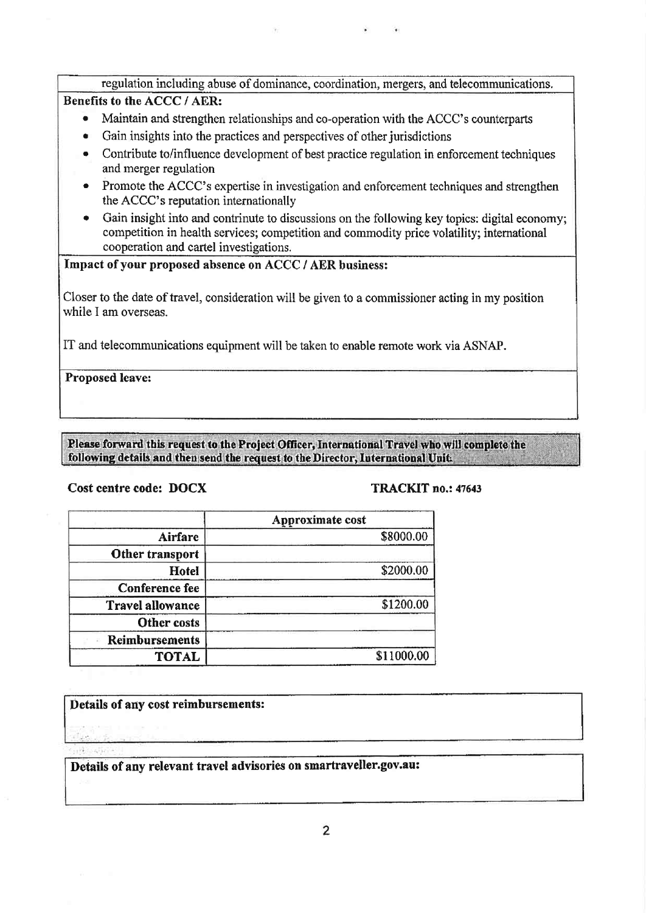regulation including abuse of dominance, coordination, mergers, and telecommunications.

**Benefits to the ACCC / AER:**

- Maintain and strengthen relationships and co-operation with the ACCC's counterparts
- Gain insights into the practices and perspectives of other jurisdictions
- Contribute to/influence development of best practice regulation in enforcement techniques and merger regulation
- Promote the ACCC's expertise in investigation and enforcement techniques and strengthen the ACCC's reputation internationally
- Gain insight into and contrinute to discussions on the following key topics: digital economy; competition in health services; competition and commodity price volatility; international cooperation and cartel investigations.

**Impact of your proposed absence on ACCC / AER business:**

Closer to the date of travel, consideration will be given to a commissioner acting in my position while I am overseas.

IT and telecommunications equipment will be taken to enable remote work via ASNAP.

**Proposed leave:**

**Please forward this request to the Project Officer, International Travel who will complete the following details and then send the request to the Director, International Unit.**

**Cost centre code: DOCX** **TRACKIT no.: 47643**

| | Approximate cost |
|---|---|
| **Airfare** | $8000.00 |
| **Other transport** | |
| **Hotel** | $2000.00 |
| **Conference fee** | |
| **Travel allowance** | $1200.00 |
| **Other costs** | |
| **Reimbursements** | |
| **TOTAL** | $11000.00 |

**Details of any cost reimbursements:**

**Details of any relevant travel advisories on smartraveller.gov.au:**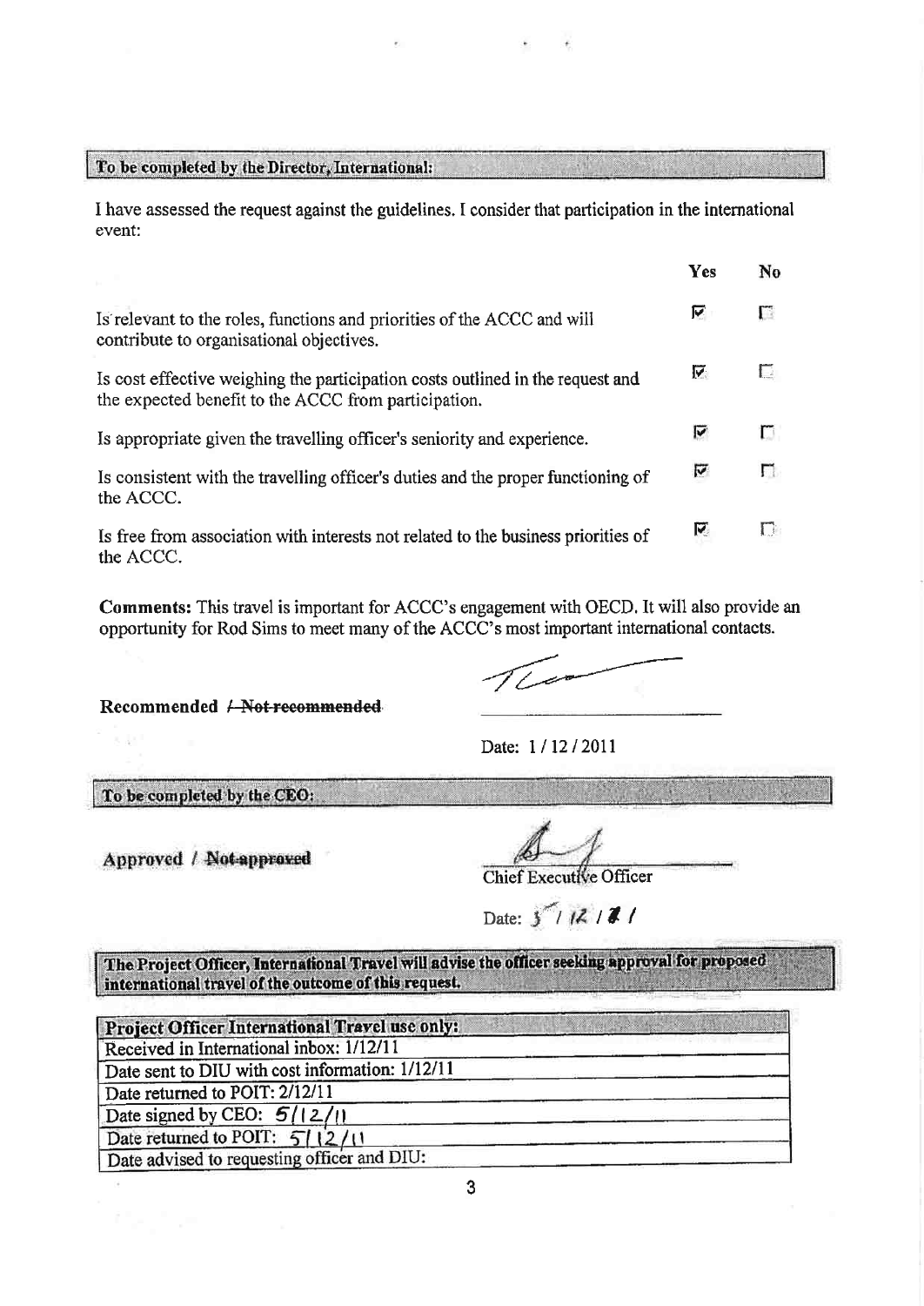**To be completed by the Director, International:**

I have assessed the request against the guidelines. I consider that participation in the international event:

| | Yes | No |
|---|---|---|
| Is relevant to the roles, functions and priorities of the ACCC and will contribute to organisational objectives. | ☑ | ☐ |
| Is cost effective weighing the participation costs outlined in the request and the expected benefit to the ACCC from participation. | ☑ | ☐ |
| Is appropriate given the travelling officer's seniority and experience. | ☑ | ☐ |
| Is consistent with the travelling officer's duties and the proper functioning of the ACCC. | ☑ | ☐ |
| Is free from association with interests not related to the business priorities of the ACCC. | ☑ | ☐ |

**Comments:** This travel is important for ACCC's engagement with OECD. It will also provide an opportunity for Rod Sims to meet many of the ACCC's most important international contacts.

**Recommended** ~~/ Not recommended~~

Date: 1 / 12 / 2011

**To be completed by the CEO:**

**Approved /** ~~Not approved~~

Chief Executive Officer

Date: 5 / 12 / 11

**The Project Officer, International Travel will advise the officer seeking approval for proposed international travel of the outcome of this request.**

| **Project Officer International Travel use only:** |
|---|
| Received in International inbox: 1/12/11 |
| Date sent to DIU with cost information: 1/12/11 |
| Date returned to POIT: 2/12/11 |
| Date signed by CEO: 5/12/11 |
| Date returned to POIT: 5/12/11 |
| Date advised to requesting officer and DIU: |